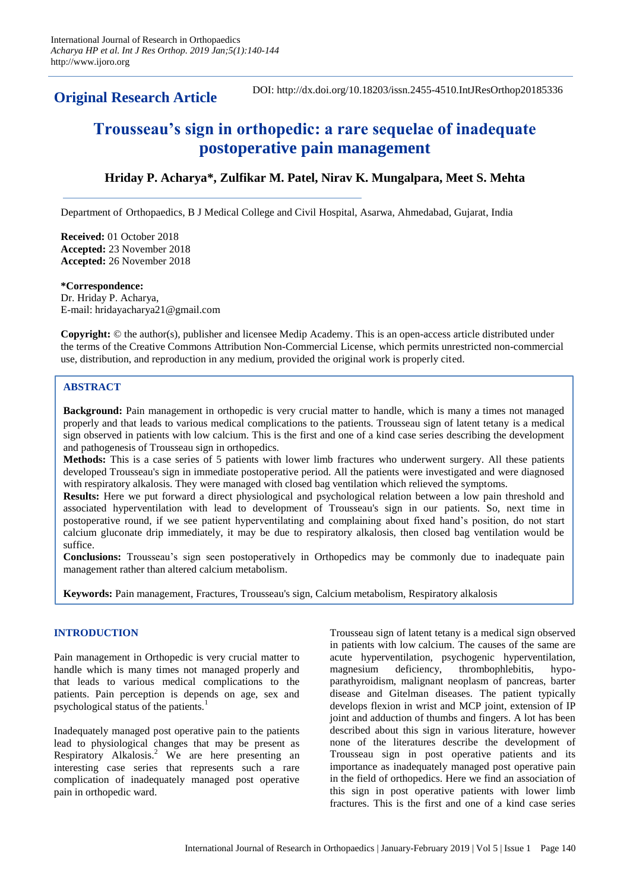International Journal of Research in Orthopaedics
*Acharya HP et al. Int J Res Orthop. 2019 Jan;5(1):140-144*
http://www.ijoro.org

**Original Research Article**

DOI: http://dx.doi.org/10.18203/issn.2455-4510.IntJResOrthop20185336

# Trousseau's sign in orthopedic: a rare sequelae of inadequate postoperative pain management

**Hriday P. Acharya*, Zulfikar M. Patel, Nirav K. Mungalpara, Meet S. Mehta**

Department of Orthopaedics, B J Medical College and Civil Hospital, Asarwa, Ahmedabad, Gujarat, India

**Received:** 01 October 2018
**Accepted:** 23 November 2018
**Accepted:** 26 November 2018

***Correspondence:**
Dr. Hriday P. Acharya,
E-mail: hridayacharya21@gmail.com

**Copyright:** © the author(s), publisher and licensee Medip Academy. This is an open-access article distributed under the terms of the Creative Commons Attribution Non-Commercial License, which permits unrestricted non-commercial use, distribution, and reproduction in any medium, provided the original work is properly cited.

## ABSTRACT

**Background:** Pain management in orthopedic is very crucial matter to handle, which is many a times not managed properly and that leads to various medical complications to the patients. Trousseau sign of latent tetany is a medical sign observed in patients with low calcium. This is the first and one of a kind case series describing the development and pathogenesis of Trousseau sign in orthopedics.

**Methods:** This is a case series of 5 patients with lower limb fractures who underwent surgery. All these patients developed Trousseau's sign in immediate postoperative period. All the patients were investigated and were diagnosed with respiratory alkalosis. They were managed with closed bag ventilation which relieved the symptoms.

**Results:** Here we put forward a direct physiological and psychological relation between a low pain threshold and associated hyperventilation with lead to development of Trousseau's sign in our patients. So, next time in postoperative round, if we see patient hyperventilating and complaining about fixed hand's position, do not start calcium gluconate drip immediately, it may be due to respiratory alkalosis, then closed bag ventilation would be suffice.

**Conclusions:** Trousseau's sign seen postoperatively in Orthopedics may be commonly due to inadequate pain management rather than altered calcium metabolism.

**Keywords:** Pain management, Fractures, Trousseau's sign, Calcium metabolism, Respiratory alkalosis

## INTRODUCTION

Pain management in Orthopedic is very crucial matter to handle which is many times not managed properly and that leads to various medical complications to the patients. Pain perception is depends on age, sex and psychological status of the patients.[1]

Inadequately managed post operative pain to the patients lead to physiological changes that may be present as Respiratory Alkalosis.[2] We are here presenting an interesting case series that represents such a rare complication of inadequately managed post operative pain in orthopedic ward.

Trousseau sign of latent tetany is a medical sign observed in patients with low calcium. The causes of the same are acute hyperventilation, psychogenic hyperventilation, magnesium deficiency, thrombophlebitis, hypoparathyroidism, malignant neoplasm of pancreas, barter disease and Gitelman diseases. The patient typically develops flexion in wrist and MCP joint, extension of IP joint and adduction of thumbs and fingers. A lot has been described about this sign in various literature, however none of the literatures describe the development of Trousseau sign in post operative patients and its importance as inadequately managed post operative pain in the field of orthopedics. Here we find an association of this sign in post operative patients with lower limb fractures. This is the first and one of a kind case series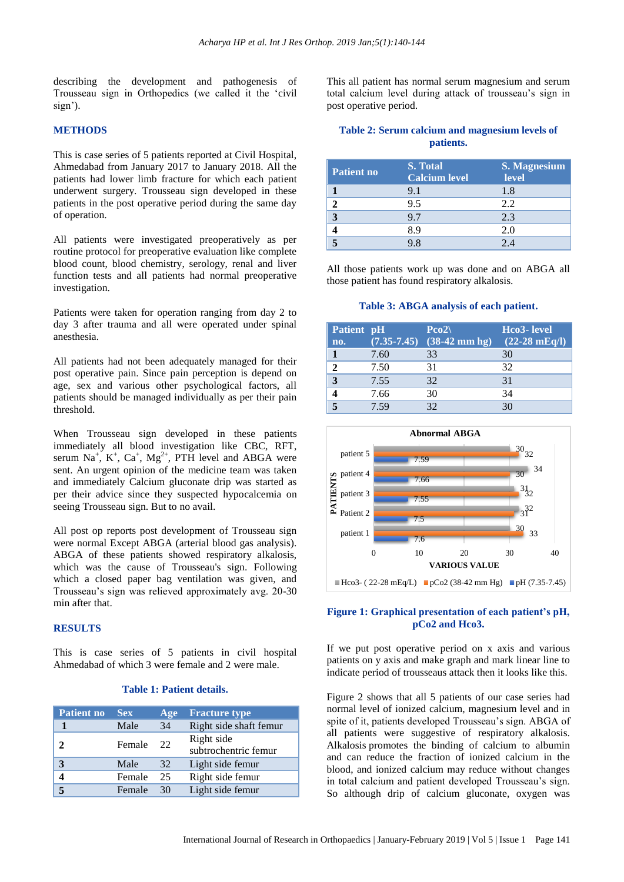describing the development and pathogenesis of Trousseau sign in Orthopedics (we called it the 'civil sign').

## METHODS

This is case series of 5 patients reported at Civil Hospital, Ahmedabad from January 2017 to January 2018. All the patients had lower limb fracture for which each patient underwent surgery. Trousseau sign developed in these patients in the post operative period during the same day of operation.

All patients were investigated preoperatively as per routine protocol for preoperative evaluation like complete blood count, blood chemistry, serology, renal and liver function tests and all patients had normal preoperative investigation.

Patients were taken for operation ranging from day 2 to day 3 after trauma and all were operated under spinal anesthesia.

All patients had not been adequately managed for their post operative pain. Since pain perception is depend on age, sex and various other psychological factors, all patients should be managed individually as per their pain threshold.

When Trousseau sign developed in these patients immediately all blood investigation like CBC, RFT, serum $Na^+$, $K^+$, $Ca^+$, $Mg^{2+}$, PTH level and ABGA were sent. An urgent opinion of the medicine team was taken and immediately Calcium gluconate drip was started as per their advice since they suspected hypocalcemia on seeing Trousseau sign. But to no avail.

All post op reports post development of Trousseau sign were normal Except ABGA (arterial blood gas analysis). ABGA of these patients showed respiratory alkalosis, which was the cause of Trousseau's sign. Following which a closed paper bag ventilation was given, and Trousseau's sign was relieved approximately avg. 20-30 min after that.

## RESULTS

This is case series of 5 patients in civil hospital Ahmedabad of which 3 were female and 2 were male.

**Table 1: Patient details.**

| Patient no | Sex | Age | Fracture type |
|---|---|---|---|
| 1 | Male | 34 | Right side shaft femur |
| 2 | Female | 22 | Right side subtrochentric femur |
| 3 | Male | 32 | Light side femur |
| 4 | Female | 25 | Right side femur |
| 5 | Female | 30 | Light side femur |

This all patient has normal serum magnesium and serum total calcium level during attack of trousseau's sign in post operative period.

**Table 2: Serum calcium and magnesium levels of patients.**

| Patient no | S. Total Calcium level | S. Magnesium level |
|---|---|---|
| 1 | 9.1 | 1.8 |
| 2 | 9.5 | 2.2 |
| 3 | 9.7 | 2.3 |
| 4 | 8.9 | 2.0 |
| 5 | 9.8 | 2.4 |

All those patients work up was done and on ABGA all those patient has found respiratory alkalosis.

**Table 3: ABGA analysis of each patient.**

| Patient no. | pH (7.35-7.45) | Pco2\ (38-42 mm hg) | Hco3- level (22-28 mEq/l) |
|---|---|---|---|
| 1 | 7.60 | 33 | 30 |
| 2 | 7.50 | 31 | 32 |
| 3 | 7.55 | 32 | 31 |
| 4 | 7.66 | 30 | 34 |
| 5 | 7.59 | 32 | 30 |

**Figure 1: Graphical presentation of each patient's pH, pCo2 and Hco3.**

If we put post operative period on x axis and various patients on y axis and make graph and mark linear line to indicate period of trousseaus attack then it looks like this.

Figure 2 shows that all 5 patients of our case series had normal level of ionized calcium, magnesium level and in spite of it, patients developed Trousseau's sign. ABGA of all patients were suggestive of respiratory alkalosis. Alkalosis promotes the binding of calcium to albumin and can reduce the fraction of ionized calcium in the blood, and ionized calcium may reduce without changes in total calcium and patient developed Trousseau's sign. So although drip of calcium gluconate, oxygen was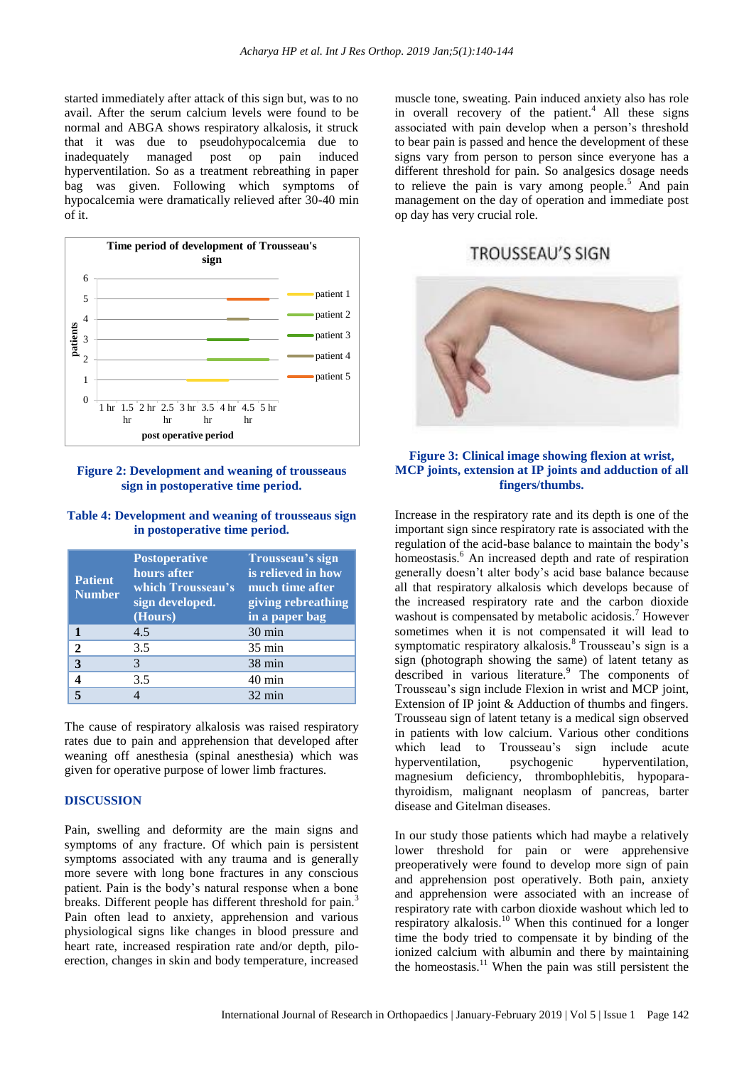started immediately after attack of this sign but, was to no avail. After the serum calcium levels were found to be normal and ABGA shows respiratory alkalosis, it struck that it was due to pseudohypocalcemia due to inadequately managed post op pain induced hyperventilation. So as a treatment rebreathing in paper bag was given. Following which symptoms of hypocalcemia were dramatically relieved after 30-40 min of it.

**Figure 2: Development and weaning of trousseaus sign in postoperative time period.**

**Table 4: Development and weaning of trousseaus sign in postoperative time period.**

| Patient Number | Postoperative hours after which Trousseau's sign developed. (Hours) | Trousseau's sign is relieved in how much time after giving rebreathing in a paper bag |
|---|---|---|
| **1** | 4.5 | 30 min |
| **2** | 3.5 | 35 min |
| **3** | 3 | 38 min |
| **4** | 3.5 | 40 min |
| **5** | 4 | 32 min |

The cause of respiratory alkalosis was raised respiratory rates due to pain and apprehension that developed after weaning off anesthesia (spinal anesthesia) which was given for operative purpose of lower limb fractures.

## DISCUSSION

Pain, swelling and deformity are the main signs and symptoms of any fracture. Of which pain is persistent symptoms associated with any trauma and is generally more severe with long bone fractures in any conscious patient. Pain is the body's natural response when a bone breaks. Different people has different threshold for pain.[3] Pain often lead to anxiety, apprehension and various physiological signs like changes in blood pressure and heart rate, increased respiration rate and/or depth, pilo-erection, changes in skin and body temperature, increased muscle tone, sweating. Pain induced anxiety also has role in overall recovery of the patient.[4] All these signs associated with pain develop when a person's threshold to bear pain is passed and hence the development of these signs vary from person to person since everyone has a different threshold for pain. So analgesics dosage needs to relieve the pain is vary among people.[5] And pain management on the day of operation and immediate post op day has very crucial role.

**Figure 3: Clinical image showing flexion at wrist, MCP joints, extension at IP joints and adduction of all fingers/thumbs.**

Increase in the respiratory rate and its depth is one of the important sign since respiratory rate is associated with the regulation of the acid-base balance to maintain the body's homeostasis.[6] An increased depth and rate of respiration generally doesn't alter body's acid base balance because all that respiratory alkalosis which develops because of the increased respiratory rate and the carbon dioxide washout is compensated by metabolic acidosis.[7] However sometimes when it is not compensated it will lead to symptomatic respiratory alkalosis.[8] Trousseau's sign is a sign (photograph showing the same) of latent tetany as described in various literature.[9] The components of Trousseau's sign include Flexion in wrist and MCP joint, Extension of IP joint & Adduction of thumbs and fingers. Trousseau sign of latent tetany is a medical sign observed in patients with low calcium. Various other conditions which lead to Trousseau's sign include acute hyperventilation, psychogenic hyperventilation, magnesium deficiency, thrombophlebitis, hypopara-thyroidism, malignant neoplasm of pancreas, barter disease and Gitelman diseases.

In our study those patients which had maybe a relatively lower threshold for pain or were apprehensive preoperatively were found to develop more sign of pain and apprehension post operatively. Both pain, anxiety and apprehension were associated with an increase of respiratory rate with carbon dioxide washout which led to respiratory alkalosis.[10] When this continued for a longer time the body tried to compensate it by binding of the ionized calcium with albumin and there by maintaining the homeostasis.[11] When the pain was still persistent the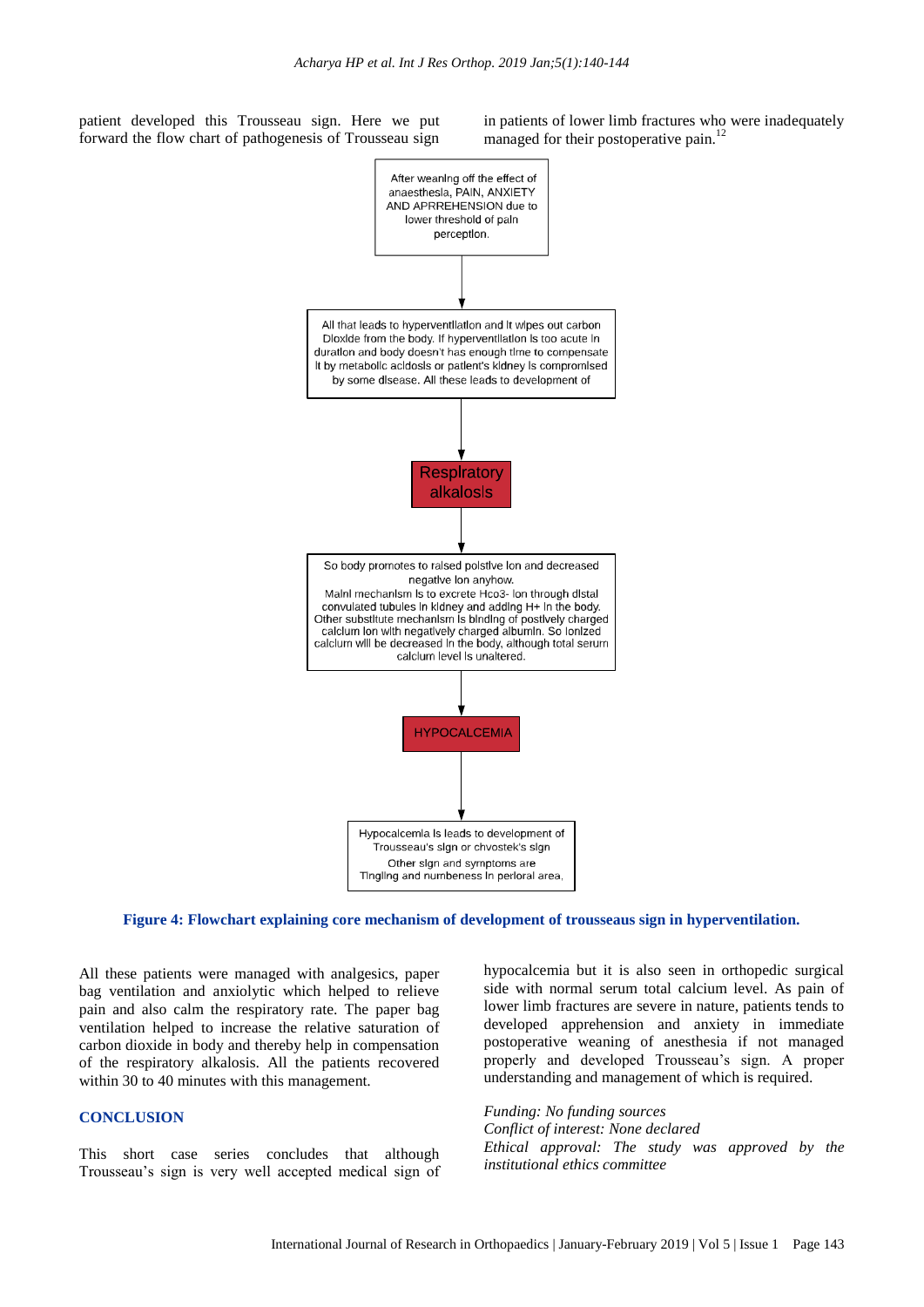patient developed this Trousseau sign. Here we put forward the flow chart of pathogenesis of Trousseau sign in patients of lower limb fractures who were inadequately managed for their postoperative pain.[12]

After weaning off the effect of anaesthesia, PAIN, ANXIETY AND APRREHENSION due to lower threshold of pain perception.

↓

All that leads to hyperventilation and it wipes out carbon Dioxide from the body. If hyperventilation is too acute in duration and body doesn't has enough time to compensate it by metabolic acidosis or patient's kidney is compromised by some disease. All these leads to development of

↓

**Respiratory alkalosis**

↓

So body promotes to raised positive ion and decreased negative ion anyhow.
Main mechanism is to excrete Hco3- ion through distal convulated tubules in kidney and adding H+ in the body.
Other substitute mechanism is binding of postively charged calcium ion with negatively charged albumin. So ionized calcium will be decreased in the body, although total serum calcium level is unaltered.

↓

**HYPOCALCEMIA**

↓

Hypocalcemia is leads to development of Trousseau's sign or chvostek's sign
Other sign and symptoms are Tingling and numbeness in perioral area.

**Figure 4: Flowchart explaining core mechanism of development of trousseaus sign in hyperventilation.**

All these patients were managed with analgesics, paper bag ventilation and anxiolytic which helped to relieve pain and also calm the respiratory rate. The paper bag ventilation helped to increase the relative saturation of carbon dioxide in body and thereby help in compensation of the respiratory alkalosis. All the patients recovered within 30 to 40 minutes with this management.

## CONCLUSION

This short case series concludes that although Trousseau's sign is very well accepted medical sign of hypocalcemia but it is also seen in orthopedic surgical side with normal serum total calcium level. As pain of lower limb fractures are severe in nature, patients tends to developed apprehension and anxiety in immediate postoperative weaning of anesthesia if not managed properly and developed Trousseau's sign. A proper understanding and management of which is required.

*Funding: No funding sources*
*Conflict of interest: None declared*
*Ethical approval: The study was approved by the institutional ethics committee*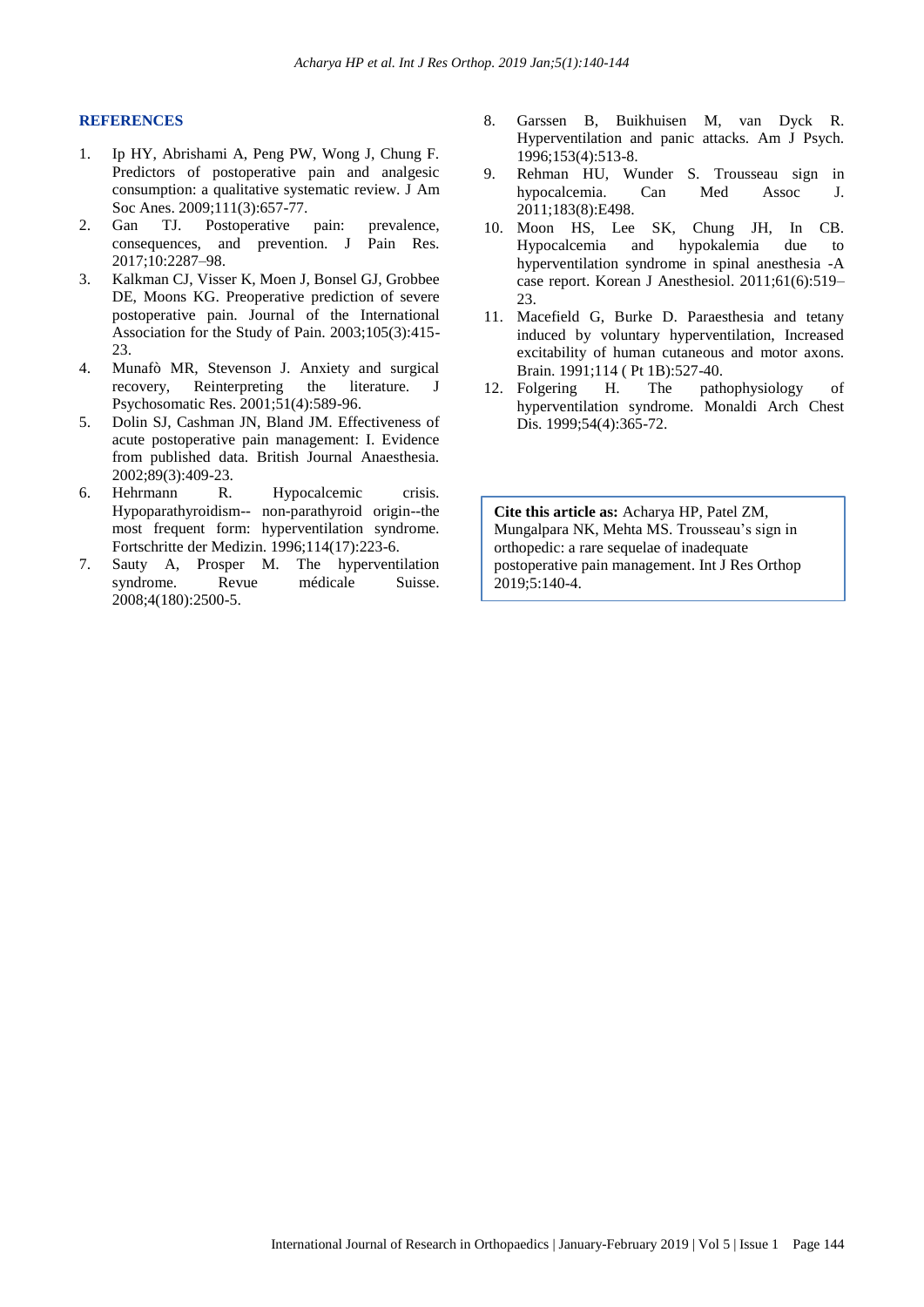## REFERENCES

1. Ip HY, Abrishami A, Peng PW, Wong J, Chung F. Predictors of postoperative pain and analgesic consumption: a qualitative systematic review. J Am Soc Anes. 2009;111(3):657-77.
2. Gan TJ. Postoperative pain: prevalence, consequences, and prevention. J Pain Res. 2017;10:2287–98.
3. Kalkman CJ, Visser K, Moen J, Bonsel GJ, Grobbee DE, Moons KG. Preoperative prediction of severe postoperative pain. Journal of the International Association for the Study of Pain. 2003;105(3):415-23.
4. Munafò MR, Stevenson J. Anxiety and surgical recovery, Reinterpreting the literature. J Psychosomatic Res. 2001;51(4):589-96.
5. Dolin SJ, Cashman JN, Bland JM. Effectiveness of acute postoperative pain management: I. Evidence from published data. British Journal Anaesthesia. 2002;89(3):409-23.
6. Hehrmann R. Hypocalcemic crisis. Hypoparathyroidism-- non-parathyroid origin--the most frequent form: hyperventilation syndrome. Fortschritte der Medizin. 1996;114(17):223-6.
7. Sauty A, Prosper M. The hyperventilation syndrome. Revue médicale Suisse. 2008;4(180):2500-5.
8. Garssen B, Buikhuisen M, van Dyck R. Hyperventilation and panic attacks. Am J Psych. 1996;153(4):513-8.
9. Rehman HU, Wunder S. Trousseau sign in hypocalcemia. Can Med Assoc J. 2011;183(8):E498.
10. Moon HS, Lee SK, Chung JH, In CB. Hypocalcemia and hypokalemia due to hyperventilation syndrome in spinal anesthesia -A case report. Korean J Anesthesiol. 2011;61(6):519–23.
11. Macefield G, Burke D. Paraesthesia and tetany induced by voluntary hyperventilation, Increased excitability of human cutaneous and motor axons. Brain. 1991;114 ( Pt 1B):527-40.
12. Folgering H. The pathophysiology of hyperventilation syndrome. Monaldi Arch Chest Dis. 1999;54(4):365-72.

**Cite this article as:** Acharya HP, Patel ZM, Mungalpara NK, Mehta MS. Trousseau's sign in orthopedic: a rare sequelae of inadequate postoperative pain management. Int J Res Orthop 2019;5:140-4.